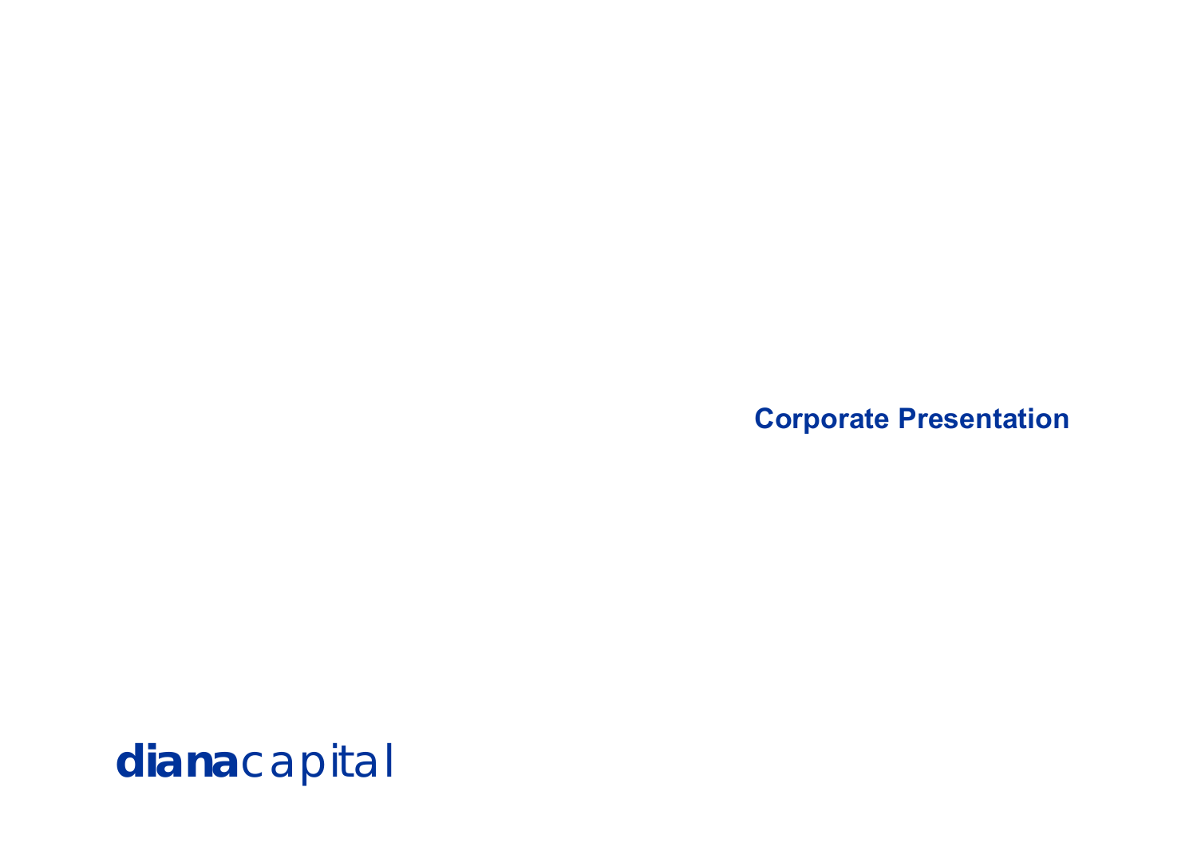# Corporate Presentation

**diana**capital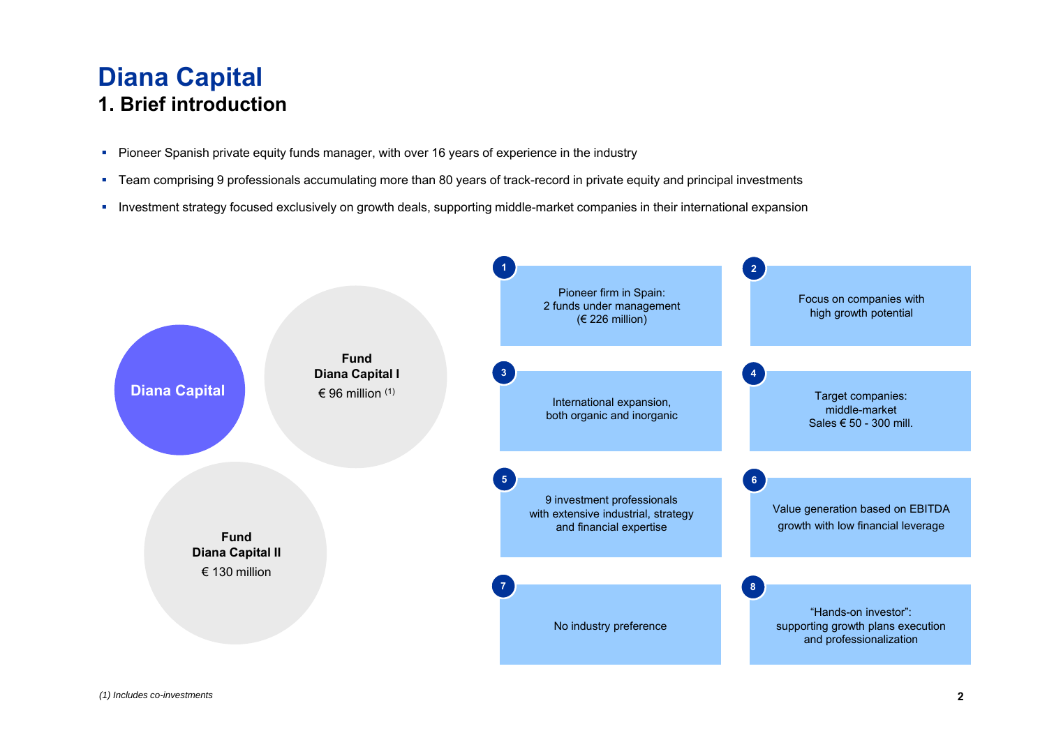# Diana Capital

## 1. Brief introduction

- Pioneer Spanish private equity funds manager, with over 16 years of experience in the industry
- Team comprising 9 professionals accumulating more than 80 years of track-record in private equity and principal investments
- Investment strategy focused exclusively on growth deals, supporting middle-market companies in their international expansion

**Diana Capital**

**Fund Diana Capital I**
€ 96 million (1)

**Fund Diana Capital II**
€ 130 million

1. Pioneer firm in Spain: 2 funds under management (€ 226 million)
2. Focus on companies with high growth potential
3. International expansion, both organic and inorganic
4. Target companies: middle-market Sales € 50 - 300 mill.
5. 9 investment professionals with extensive industrial, strategy and financial expertise
6. Value generation based on EBITDA growth with low financial leverage
7. No industry preference
8. “Hands-on investor”: supporting growth plans execution and professionalization

*(1) Includes co-investments*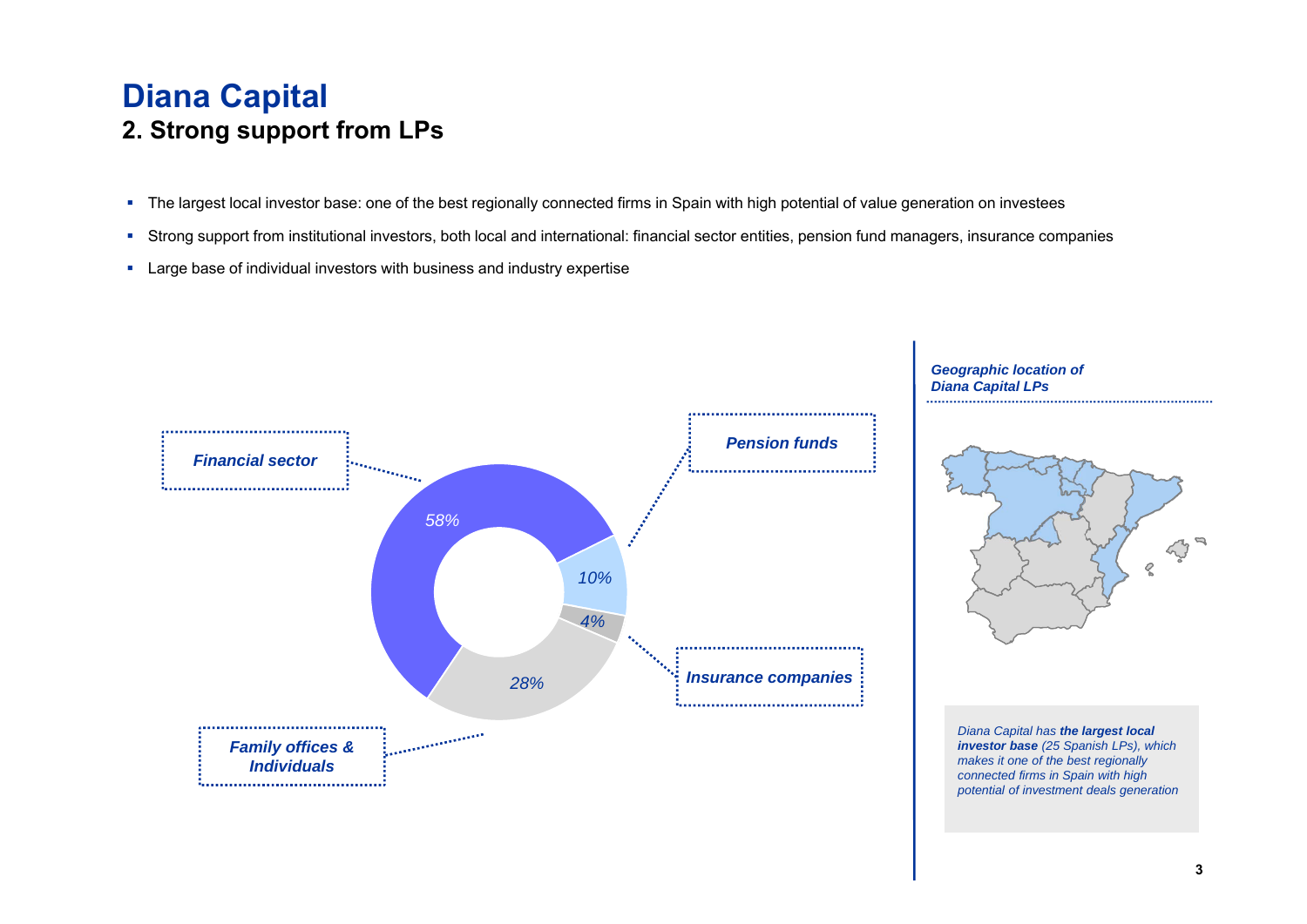# Diana Capital

## 2. Strong support from LPs

- The largest local investor base: one of the best regionally connected firms in Spain with high potential of value generation on investees
- Strong support from institutional investors, both local and international: financial sector entities, pension fund managers, insurance companies
- Large base of individual investors with business and industry expertise

*Financial sector* 58%

*Pension funds* 10%

*Insurance companies* 4%

*Family offices & Individuals* 28%

***Geographic location of Diana Capital LPs***

*Diana Capital has **the largest local investor base** (25 Spanish LPs), which makes it one of the best regionally connected firms in Spain with high potential of investment deals generation*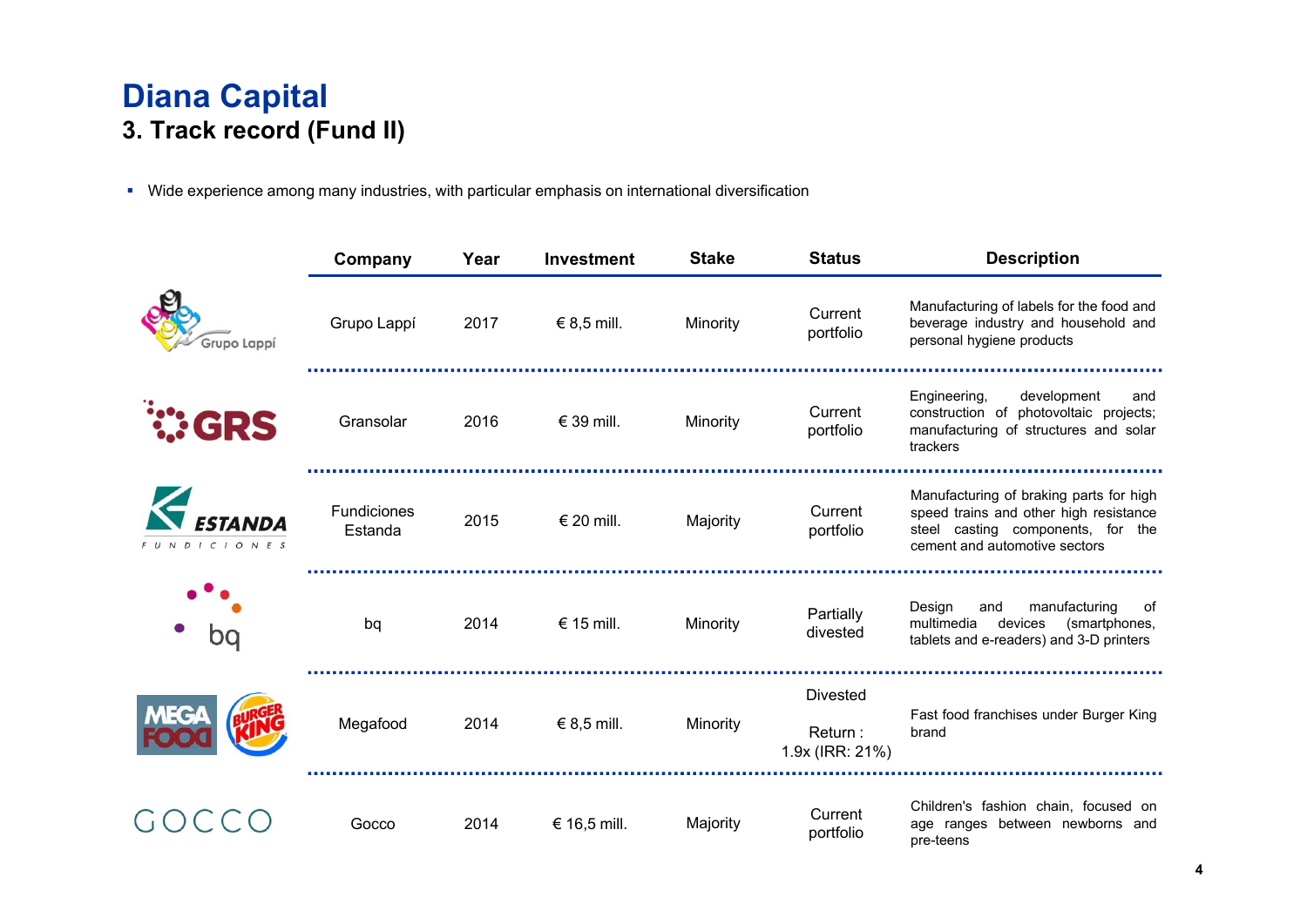# Diana Capital

## 3. Track record (Fund II)

- Wide experience among many industries, with particular emphasis on international diversification

| Company | Year | Investment | Stake | Status | Description |
|---|---|---|---|---|---|
| Grupo Lappí | 2017 | € 8,5 mill. | Minority | Current portfolio | Manufacturing of labels for the food and beverage industry and household and personal hygiene products |
| Gransolar | 2016 | € 39 mill. | Minority | Current portfolio | Engineering, development and construction of photovoltaic projects; manufacturing of structures and solar trackers |
| Fundiciones Estanda | 2015 | € 20 mill. | Majority | Current portfolio | Manufacturing of braking parts for high speed trains and other high resistance steel casting components, for the cement and automotive sectors |
| bq | 2014 | € 15 mill. | Minority | Partially divested | Design and manufacturing of multimedia devices (smartphones, tablets and e-readers) and 3-D printers |
| Megafood | 2014 | € 8,5 mill. | Minority | Divested<br><br>Return : 1.9x (IRR: 21%) | Fast food franchises under Burger King brand |
| Gocco | 2014 | € 16,5 mill. | Majority | Current portfolio | Children's fashion chain, focused on age ranges between newborns and pre-teens |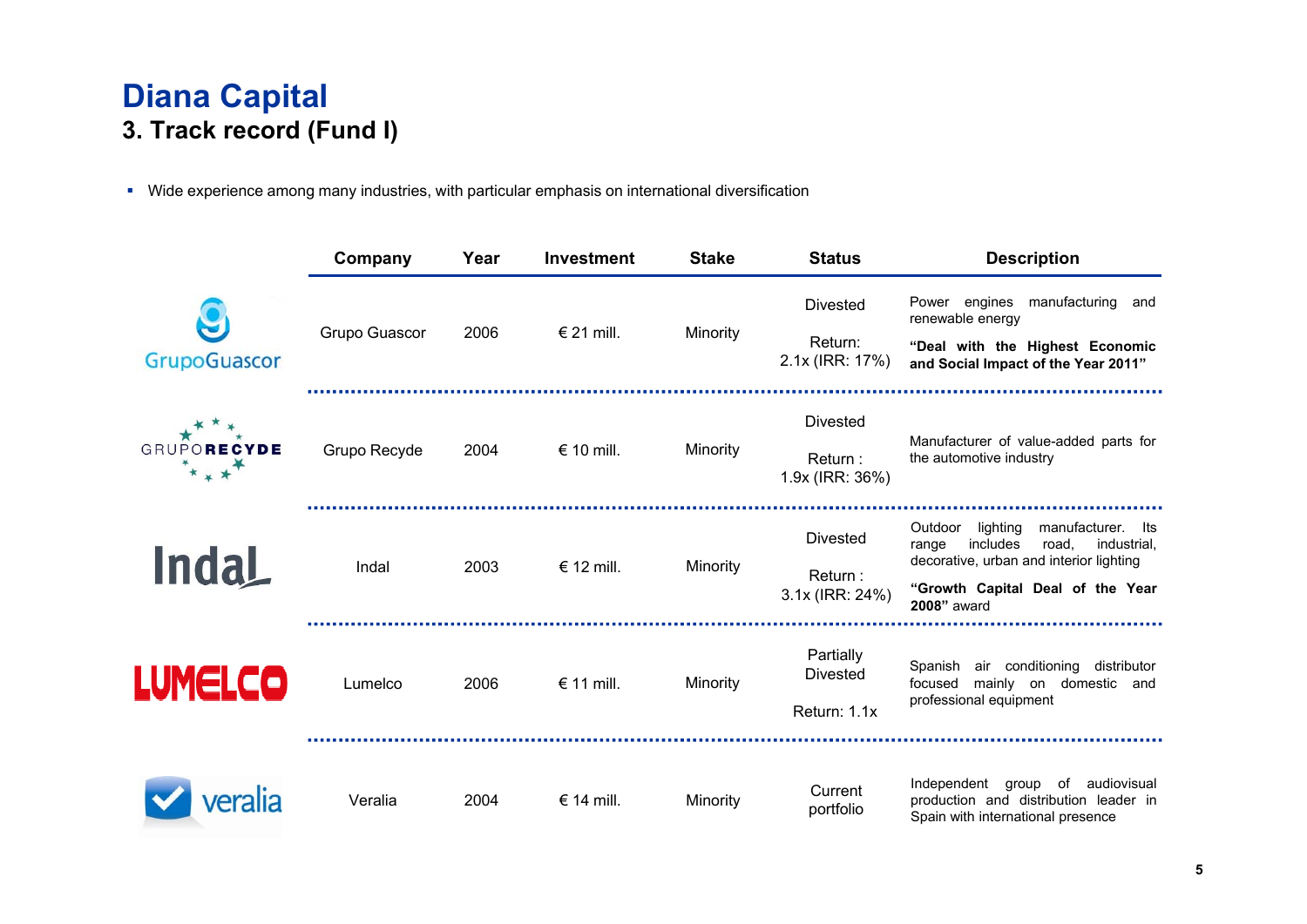# Diana Capital

## 3. Track record (Fund I)

- Wide experience among many industries, with particular emphasis on international diversification

| Company | Year | Investment | Stake | Status | Description |
|---|---|---|---|---|---|
| Grupo Guascor | 2006 | € 21 mill. | Minority | Divested<br><br>Return:<br>2.1x (IRR: 17%) | Power engines manufacturing and renewable energy<br><br>**"Deal with the Highest Economic and Social Impact of the Year 2011"** |
| Grupo Recyde | 2004 | € 10 mill. | Minority | Divested<br><br>Return :<br>1.9x (IRR: 36%) | Manufacturer of value-added parts for the automotive industry |
| Indal | 2003 | € 12 mill. | Minority | Divested<br><br>Return :<br>3.1x (IRR: 24%) | Outdoor lighting manufacturer. Its range includes road, industrial, decorative, urban and interior lighting<br><br>**"Growth Capital Deal of the Year 2008"** award |
| Lumelco | 2006 | € 11 mill. | Minority | Partially Divested<br><br>Return: 1.1x | Spanish air conditioning distributor focused mainly on domestic and professional equipment |
| Veralia | 2004 | € 14 mill. | Minority | Current portfolio | Independent group of audiovisual production and distribution leader in Spain with international presence |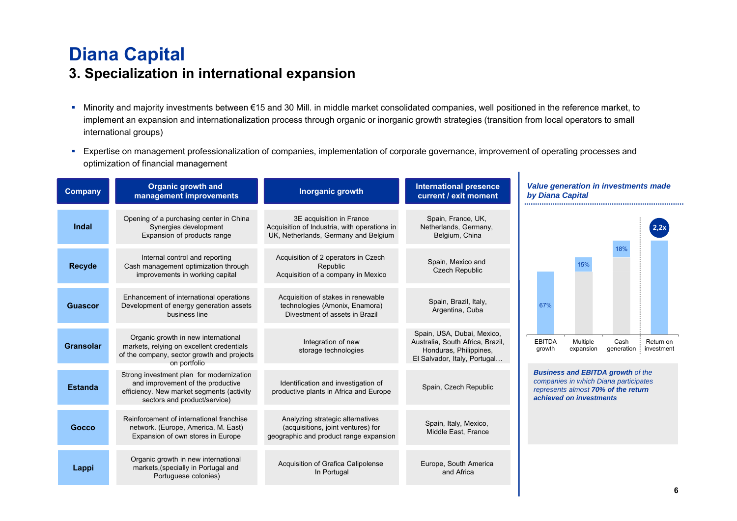# Diana Capital

## 3. Specialization in international expansion

- Minority and majority investments between €15 and 30 Mill. in middle market consolidated companies, well positioned in the reference market, to implement an expansion and internationalization process through organic or inorganic growth strategies (transition from local operators to small international groups)
- Expertise on management professionalization of companies, implementation of corporate governance, improvement of operating processes and optimization of financial management

| Company | Organic growth and management improvements | Inorganic growth | International presence current / exit moment |
|---|---|---|---|
| Indal | Opening of a purchasing center in China<br>Synergies development<br>Expansion of products range | 3E acquisition in France<br>Acquisition of Industria, with operations in UK, Netherlands, Germany and Belgium | Spain, France, UK, Netherlands, Germany, Belgium, China |
| Recyde | Internal control and reporting<br>Cash management optimization through improvements in working capital | Acquisition of 2 operators in Czech Republic<br>Acquisition of a company in Mexico | Spain, Mexico and Czech Republic |
| Guascor | Enhancement of international operations<br>Development of energy generation assets business line | Acquisition of stakes in renewable technologies (Amonix, Enamora)<br>Divestment of assets in Brazil | Spain, Brazil, Italy, Argentina, Cuba |
| Gransolar | Organic growth in new international markets, relying on excellent credentials of the company, sector growth and projects on portfolio | Integration of new storage technologies | Spain, USA, Dubai, Mexico, Australia, South Africa, Brazil, Honduras, Philippines, El Salvador, Italy, Portugal… |
| Estanda | Strong investment plan for modernization and improvement of the productive efficiency. New market segments (activity sectors and product/service) | Identification and investigation of productive plants in Africa and Europe | Spain, Czech Republic |
| Gocco | Reinforcement of international franchise network. (Europe, America, M. East)<br>Expansion of own stores in Europe | Analyzing strategic alternatives (acquisitions, joint ventures) for geographic and product range expansion | Spain, Italy, Mexico, Middle East, France |
| Lappi | Organic growth in new international markets,(specially in Portugal and Portuguese colonies) | Acquisition of Grafica Calipolense In Portugal | Europe, South America and Africa |

***Value generation in investments made by Diana Capital***

| EBITDA growth | Multiple expansion | Cash generation | Return on investment |
|---|---|---|---|
| 67% | 15% | 18% | 2,2x |

***Business and EBITDA growth** of the companies in which Diana participates represents almost **70% of the return achieved on investments***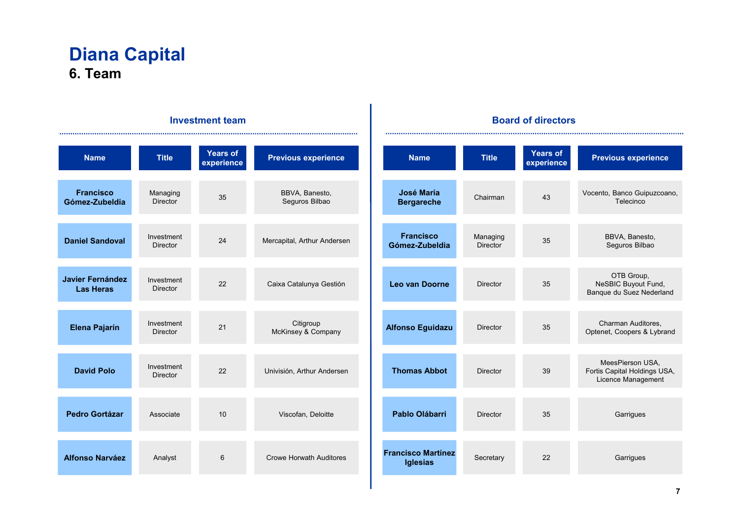# Diana Capital

## 6. Team

### Investment team

| Name | Title | Years of experience | Previous experience |
| --- | --- | --- | --- |
| **Francisco Gómez-Zubeldia** | Managing Director | 35 | BBVA, Banesto, Seguros Bilbao |
| **Daniel Sandoval** | Investment Director | 24 | Mercapital, Arthur Andersen |
| **Javier Fernández Las Heras** | Investment Director | 22 | Caixa Catalunya Gestión |
| **Elena Pajarín** | Investment Director | 21 | Citigroup McKinsey & Company |
| **David Polo** | Investment Director | 22 | Univisión, Arthur Andersen |
| **Pedro Gortázar** | Associate | 10 | Viscofan, Deloitte |
| **Alfonso Narváez** | Analyst | 6 | Crowe Horwath Auditores |

### Board of directors

| Name | Title | Years of experience | Previous experience |
| --- | --- | --- | --- |
| **José María Bergareche** | Chairman | 43 | Vocento, Banco Guipuzcoano, Telecinco |
| **Francisco Gómez-Zubeldia** | Managing Director | 35 | BBVA, Banesto, Seguros Bilbao |
| **Leo van Doorne** | Director | 35 | OTB Group, NeSBIC Buyout Fund, Banque du Suez Nederland |
| **Alfonso Eguidazu** | Director | 35 | Charman Auditores, Optenet, Coopers & Lybrand |
| **Thomas Abbot** | Director | 39 | MeesPierson USA, Fortis Capital Holdings USA, Licence Management |
| **Pablo Olábarri** | Director | 35 | Garrigues |
| **Francisco Martínez Iglesias** | Secretary | 22 | Garrigues |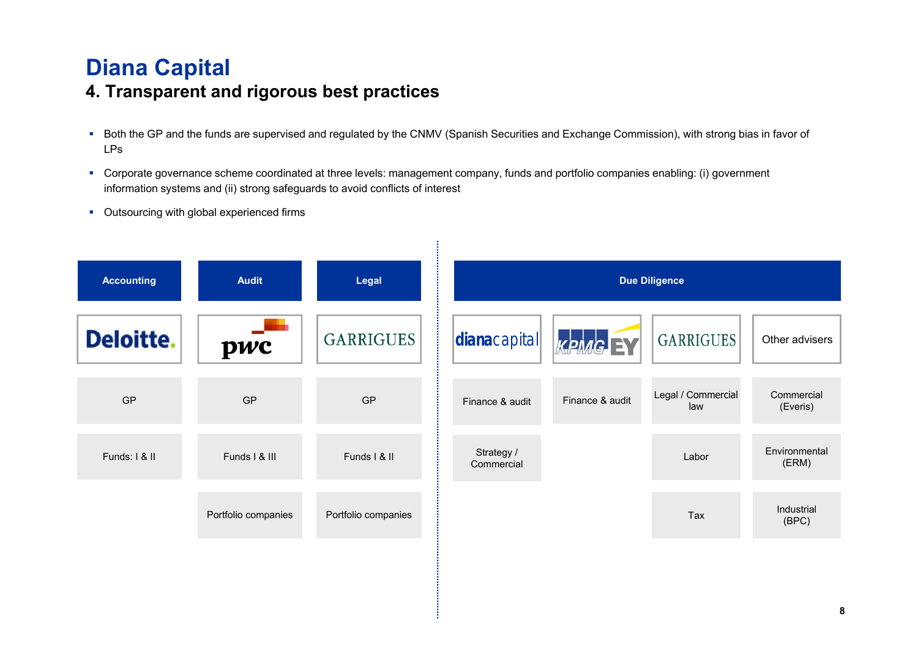# Diana Capital

## 4. Transparent and rigorous best practices

- Both the GP and the funds are supervised and regulated by the CNMV (Spanish Securities and Exchange Commission), with strong bias in favor of LPs
- Corporate governance scheme coordinated at three levels: management company, funds and portfolio companies enabling: (i) government information systems and (ii) strong safeguards to avoid conflicts of interest
- Outsourcing with global experienced firms

| Accounting | Audit | Legal |
| --- | --- | --- |
| Deloitte. | pwc | GARRIGUES |
| GP | GP | GP |
| Funds: I & II | Funds I & III | Funds I & II |
| | Portfolio companies | Portfolio companies |

| Due Diligence | | | |
| --- | --- | --- | --- |
| dianacapital | KPMG EY | GARRIGUES | Other advisers |
| Finance & audit | Finance & audit | Legal / Commercial law | Commercial (Everis) |
| Strategy / Commercial | | Labor | Environmental (ERM) |
| | | Tax | Industrial (BPC) |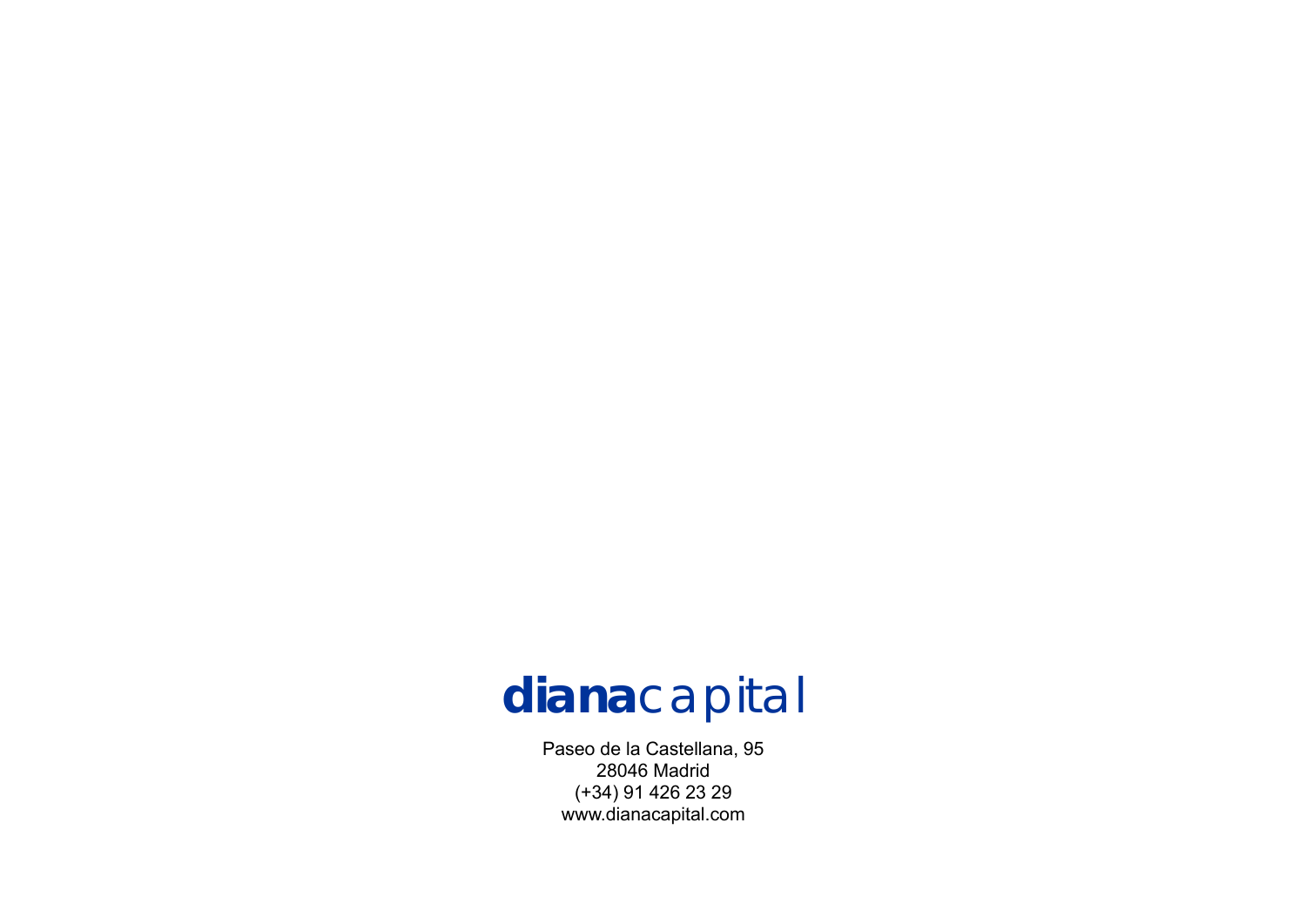**diana**capital

Paseo de la Castellana, 95
28046 Madrid
(+34) 91 426 23 29
www.dianacapital.com